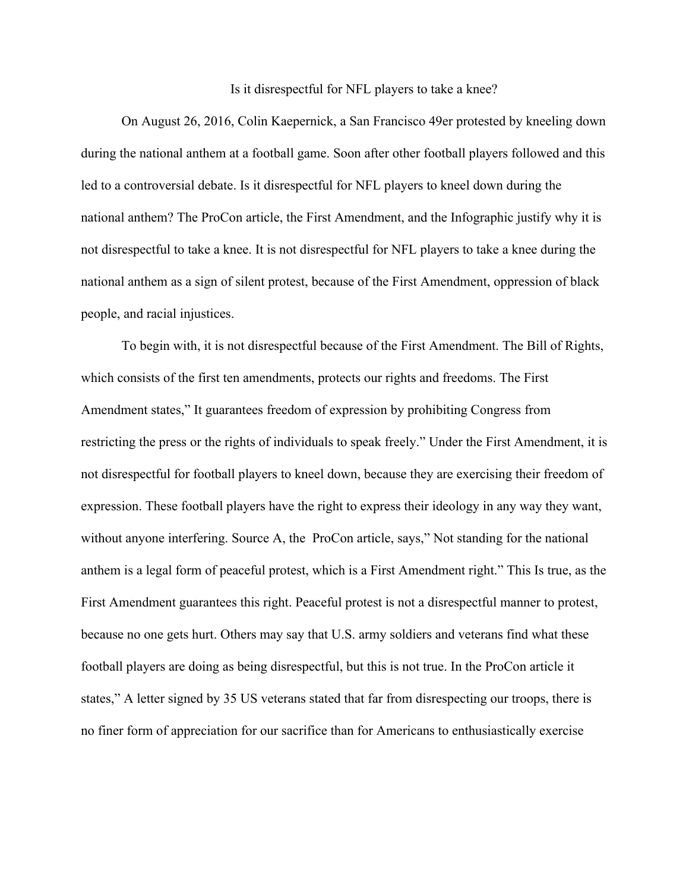# Is it disrespectful for NFL players to take a knee?

On August 26, 2016, Colin Kaepernick, a San Francisco 49er protested by kneeling down during the national anthem at a football game. Soon after other football players followed and this led to a controversial debate. Is it disrespectful for NFL players to kneel down during the national anthem? The ProCon article, the First Amendment, and the Infographic justify why it is not disrespectful to take a knee. It is not disrespectful for NFL players to take a knee during the national anthem as a sign of silent protest, because of the First Amendment, oppression of black people, and racial injustices.

To begin with, it is not disrespectful because of the First Amendment. The Bill of Rights, which consists of the first ten amendments, protects our rights and freedoms. The First Amendment states," It guarantees freedom of expression by prohibiting Congress from restricting the press or the rights of individuals to speak freely." Under the First Amendment, it is not disrespectful for football players to kneel down, because they are exercising their freedom of expression. These football players have the right to express their ideology in any way they want, without anyone interfering. Source A, the ProCon article, says," Not standing for the national anthem is a legal form of peaceful protest, which is a First Amendment right." This Is true, as the First Amendment guarantees this right. Peaceful protest is not a disrespectful manner to protest, because no one gets hurt. Others may say that U.S. army soldiers and veterans find what these football players are doing as being disrespectful, but this is not true. In the ProCon article it states," A letter signed by 35 US veterans stated that far from disrespecting our troops, there is no finer form of appreciation for our sacrifice than for Americans to enthusiastically exercise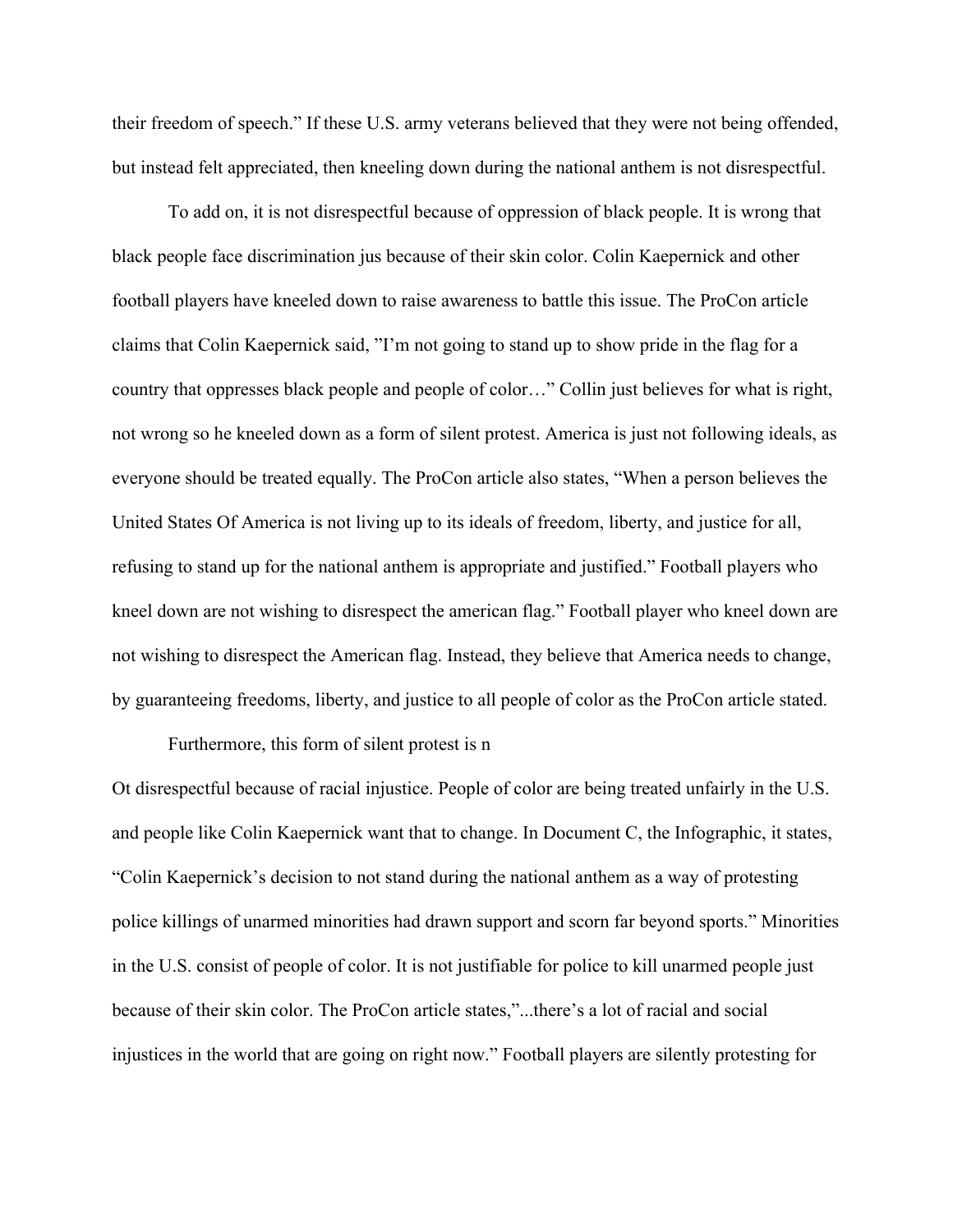their freedom of speech." If these U.S. army veterans believed that they were not being offended, but instead felt appreciated, then kneeling down during the national anthem is not disrespectful.

To add on, it is not disrespectful because of oppression of black people. It is wrong that black people face discrimination jus because of their skin color. Colin Kaepernick and other football players have kneeled down to raise awareness to battle this issue. The ProCon article claims that Colin Kaepernick said, "I'm not going to stand up to show pride in the flag for a country that oppresses black people and people of color…" Collin just believes for what is right, not wrong so he kneeled down as a form of silent protest. America is just not following ideals, as everyone should be treated equally. The ProCon article also states, "When a person believes the United States Of America is not living up to its ideals of freedom, liberty, and justice for all, refusing to stand up for the national anthem is appropriate and justified." Football players who kneel down are not wishing to disrespect the american flag." Football player who kneel down are not wishing to disrespect the American flag. Instead, they believe that America needs to change, by guaranteeing freedoms, liberty, and justice to all people of color as the ProCon article stated.

Furthermore, this form of silent protest is n

Ot disrespectful because of racial injustice. People of color are being treated unfairly in the U.S. and people like Colin Kaepernick want that to change. In Document C, the Infographic, it states, "Colin Kaepernick's decision to not stand during the national anthem as a way of protesting police killings of unarmed minorities had drawn support and scorn far beyond sports." Minorities in the U.S. consist of people of color. It is not justifiable for police to kill unarmed people just because of their skin color. The ProCon article states,"...there's a lot of racial and social injustices in the world that are going on right now." Football players are silently protesting for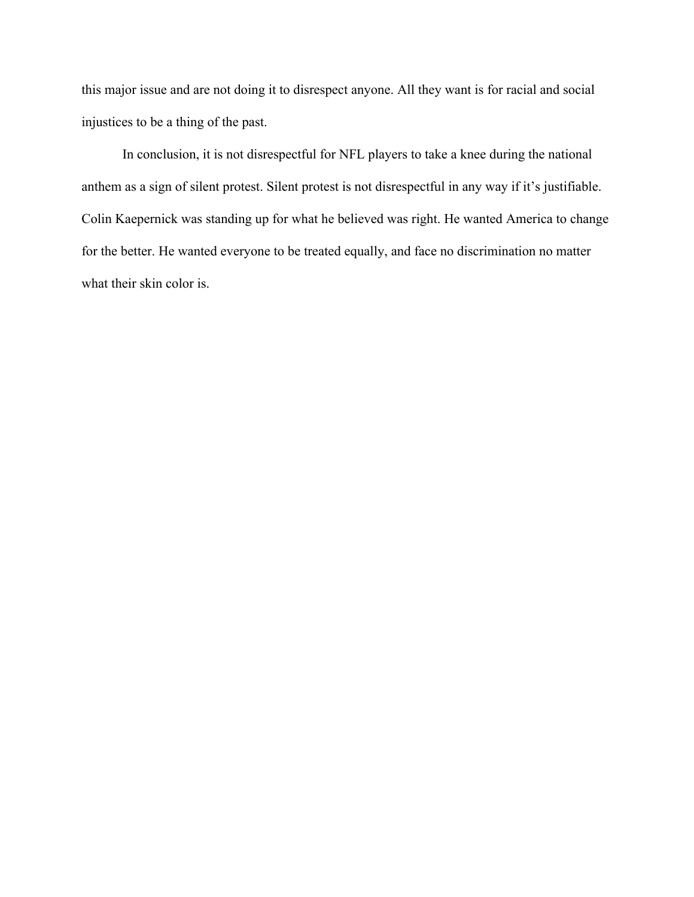this major issue and are not doing it to disrespect anyone. All they want is for racial and social injustices to be a thing of the past.

In conclusion, it is not disrespectful for NFL players to take a knee during the national anthem as a sign of silent protest. Silent protest is not disrespectful in any way if it's justifiable. Colin Kaepernick was standing up for what he believed was right. He wanted America to change for the better. He wanted everyone to be treated equally, and face no discrimination no matter what their skin color is.